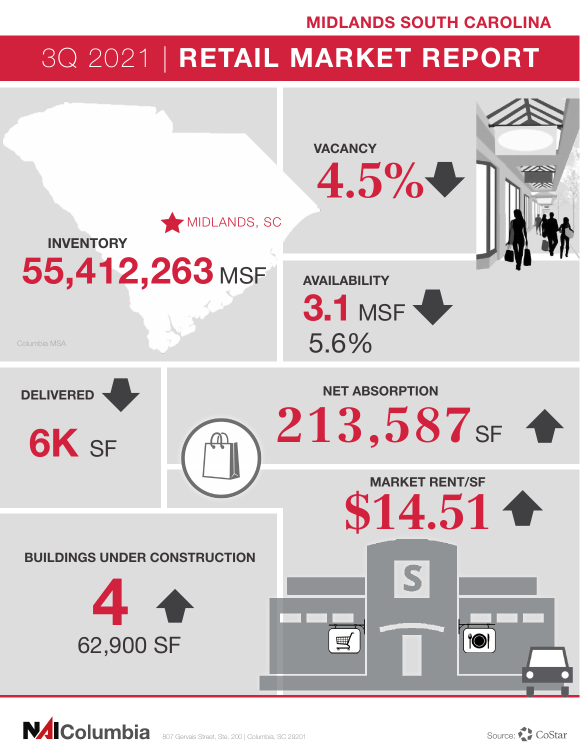# MIDLANDS SOUTH CAROLINA

## 3Q 2021 | RETAIL MARKET REPORT

MIDLANDS, SC

**INVENTORY**

**55,412,263** MSF

Columbia MSA

**VACANCY**

**4.5%** ↓

**AVAILABILITY**

**3.1** MSF ↓

5.6%

**DELIVERED** ↓

**6K** SF

**NET ABSORPTION**

**213,587** SF ↑

**MARKET RENT/SF**

**$14.51** ↑

**BUILDINGS UNDER CONSTRUCTION**

**4** ↑

62,900 SF

NAI Columbia 807 Gervais Street, Ste. 200 | Columbia, SC 29201

Source: CoStar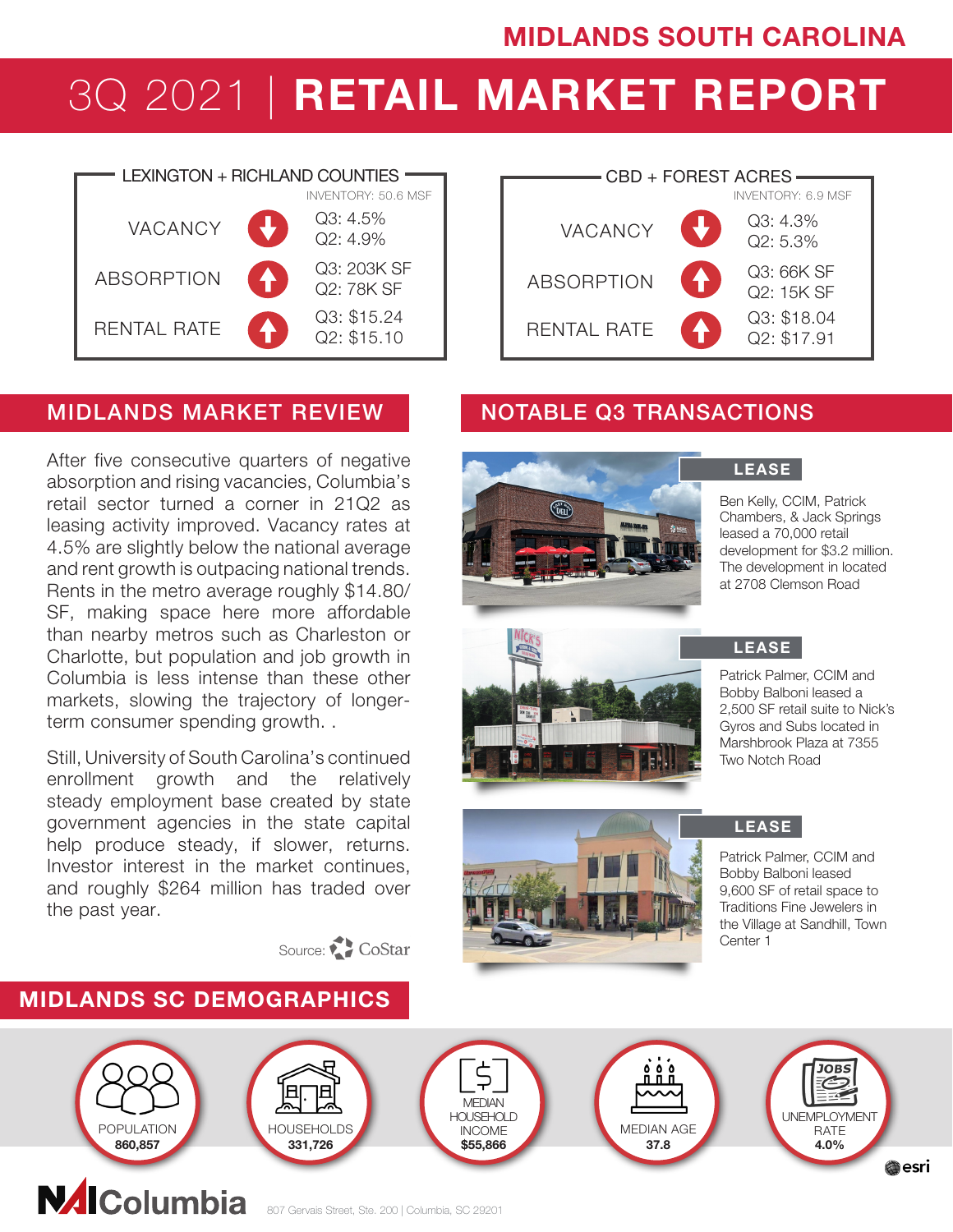MIDLANDS SOUTH CAROLINA

# 3Q 2021 | RETAIL MARKET REPORT

## LEXINGTON + RICHLAND COUNTIES

INVENTORY: 50.6 MSF

| Metric | Direction | Q3 | Q2 |
|---|---|---|---|
| VACANCY | Down | 4.5% | 4.9% |
| ABSORPTION | Up | 203K SF | 78K SF |
| RENTAL RATE | Up | $15.24 | $15.10 |

## CBD + FOREST ACRES

INVENTORY: 6.9 MSF

| Metric | Direction | Q3 | Q2 |
|---|---|---|---|
| VACANCY | Down | 4.3% | 5.3% |
| ABSORPTION | Up | 66K SF | 15K SF |
| RENTAL RATE | Up | $18.04 | $17.91 |

## MIDLANDS MARKET REVIEW

After five consecutive quarters of negative absorption and rising vacancies, Columbia's retail sector turned a corner in 21Q2 as leasing activity improved. Vacancy rates at 4.5% are slightly below the national average and rent growth is outpacing national trends. Rents in the metro average roughly $14.80/SF, making space here more affordable than nearby metros such as Charleston or Charlotte, but population and job growth in Columbia is less intense than these other markets, slowing the trajectory of longer-term consumer spending growth. .

Still, University of South Carolina's continued enrollment growth and the relatively steady employment base created by state government agencies in the state capital help produce steady, if slower, returns. Investor interest in the market continues, and roughly $264 million has traded over the past year.

Source: CoStar

## NOTABLE Q3 TRANSACTIONS

**LEASE**

Ben Kelly, CCIM, Patrick Chambers, & Jack Springs leased a 70,000 retail development for $3.2 million. The development in located at 2708 Clemson Road

**LEASE**

Patrick Palmer, CCIM and Bobby Balboni leased a 2,500 SF retail suite to Nick's Gyros and Subs located in Marshbrook Plaza at 7355 Two Notch Road

**LEASE**

Patrick Palmer, CCIM and Bobby Balboni leased 9,600 SF of retail space to Traditions Fine Jewelers in the Village at Sandhill, Town Center 1

## MIDLANDS SC DEMOGRAPHICS

| POPULATION | HOUSEHOLDS | MEDIAN HOUSEHOLD INCOME | MEDIAN AGE | UNEMPLOYMENT RATE |
|---|---|---|---|---|
| **860,857** | **331,726** | **$55,866** | **37.8** | **4.0%** |

esri

NAI Columbia

807 Gervais Street, Ste. 200 | Columbia, SC 29201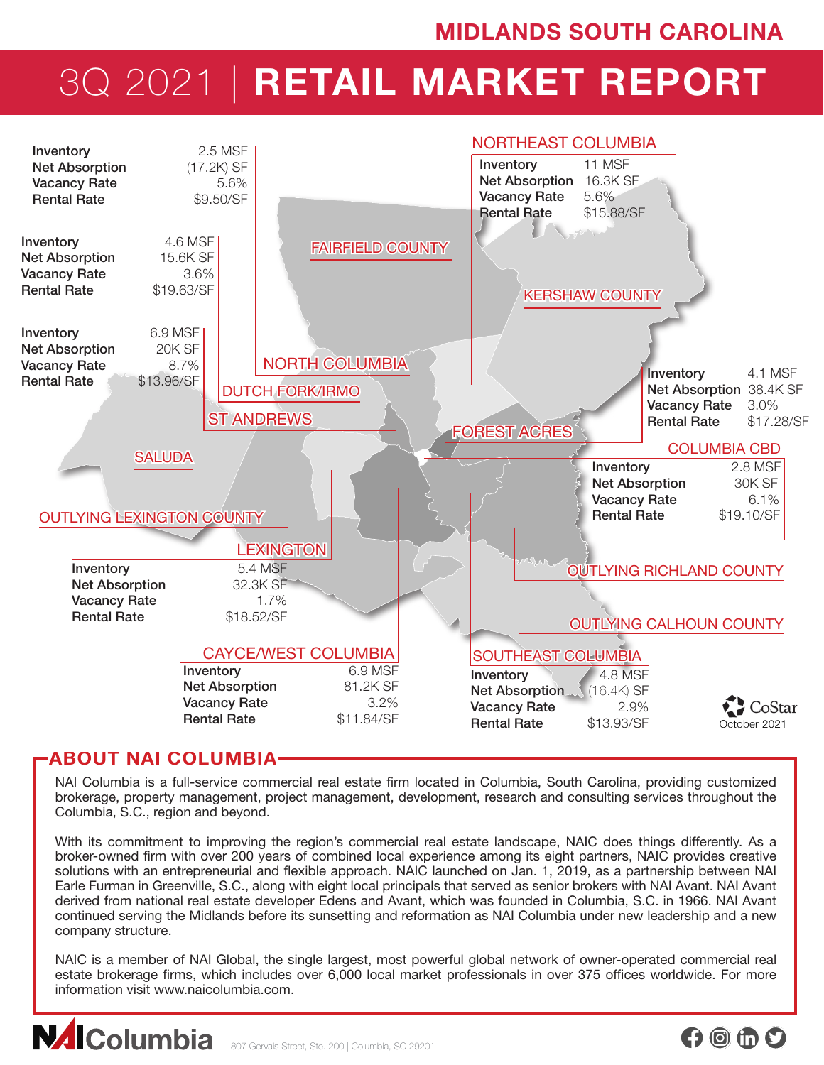MIDLANDS SOUTH CAROLINA

# 3Q 2021 | RETAIL MARKET REPORT

## FAIRFIELD COUNTY

Inventory 2.5 MSF
Net Absorption (17.2K) SF
Vacancy Rate 5.6%
Rental Rate $9.50/SF

## NORTH COLUMBIA

Inventory 4.6 MSF
Net Absorption 15.6K SF
Vacancy Rate 3.6%
Rental Rate $19.63/SF

## DUTCH FORK/IRMO

Inventory 6.9 MSF
Net Absorption 20K SF
Vacancy Rate 8.7%
Rental Rate $13.96/SF

## NORTHEAST COLUMBIA

Inventory 11 MSF
Net Absorption 16.3K SF
Vacancy Rate 5.6%
Rental Rate $15.88/SF

## KERSHAW COUNTY

## FOREST ACRES

Inventory 4.1 MSF
Net Absorption 38.4K SF
Vacancy Rate 3.0%
Rental Rate $17.28/SF

## COLUMBIA CBD

Inventory 2.8 MSF
Net Absorption 30K SF
Vacancy Rate 6.1%
Rental Rate $19.10/SF

## ST ANDREWS

## SALUDA

## OUTLYING LEXINGTON COUNTY

## LEXINGTON

Inventory 5.4 MSF
Net Absorption 32.3K SF
Vacancy Rate 1.7%
Rental Rate $18.52/SF

## OUTLYING RICHLAND COUNTY

## OUTLYING CALHOUN COUNTY

## CAYCE/WEST COLUMBIA

Inventory 6.9 MSF
Net Absorption 81.2K SF
Vacancy Rate 3.2%
Rental Rate $11.84/SF

## SOUTHEAST COLUMBIA

Inventory 4.8 MSF
Net Absorption (16.4K) SF
Vacancy Rate 2.9%
Rental Rate $13.93/SF

CoStar
October 2021

## ABOUT NAI COLUMBIA

NAI Columbia is a full-service commercial real estate firm located in Columbia, South Carolina, providing customized brokerage, property management, project management, development, research and consulting services throughout the Columbia, S.C., region and beyond.

With its commitment to improving the region's commercial real estate landscape, NAIC does things differently. As a broker-owned firm with over 200 years of combined local experience among its eight partners, NAIC provides creative solutions with an entrepreneurial and flexible approach. NAIC launched on Jan. 1, 2019, as a partnership between NAI Earle Furman in Greenville, S.C., along with eight local principals that served as senior brokers with NAI Avant. NAI Avant derived from national real estate developer Edens and Avant, which was founded in Columbia, S.C. in 1966. NAI Avant continued serving the Midlands before its sunsetting and reformation as NAI Columbia under new leadership and a new company structure.

NAIC is a member of NAI Global, the single largest, most powerful global network of owner-operated commercial real estate brokerage firms, which includes over 6,000 local market professionals in over 375 offices worldwide. For more information visit www.naicolumbia.com.

NAI Columbia 807 Gervais Street, Ste. 200 | Columbia, SC 29201